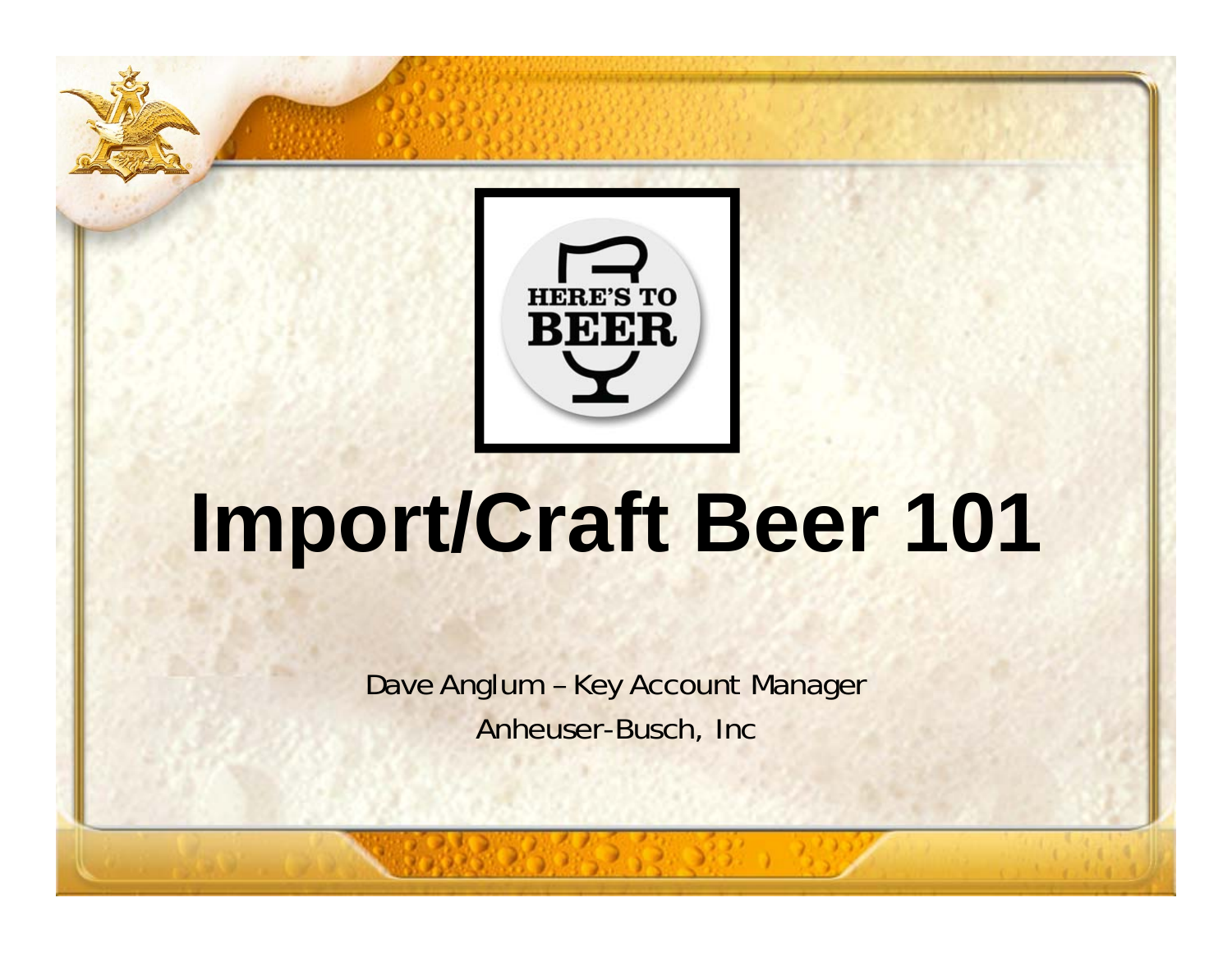# Import/Craft Beer 101

Dave Anglum – Key Account Manager

Anheuser-Busch, Inc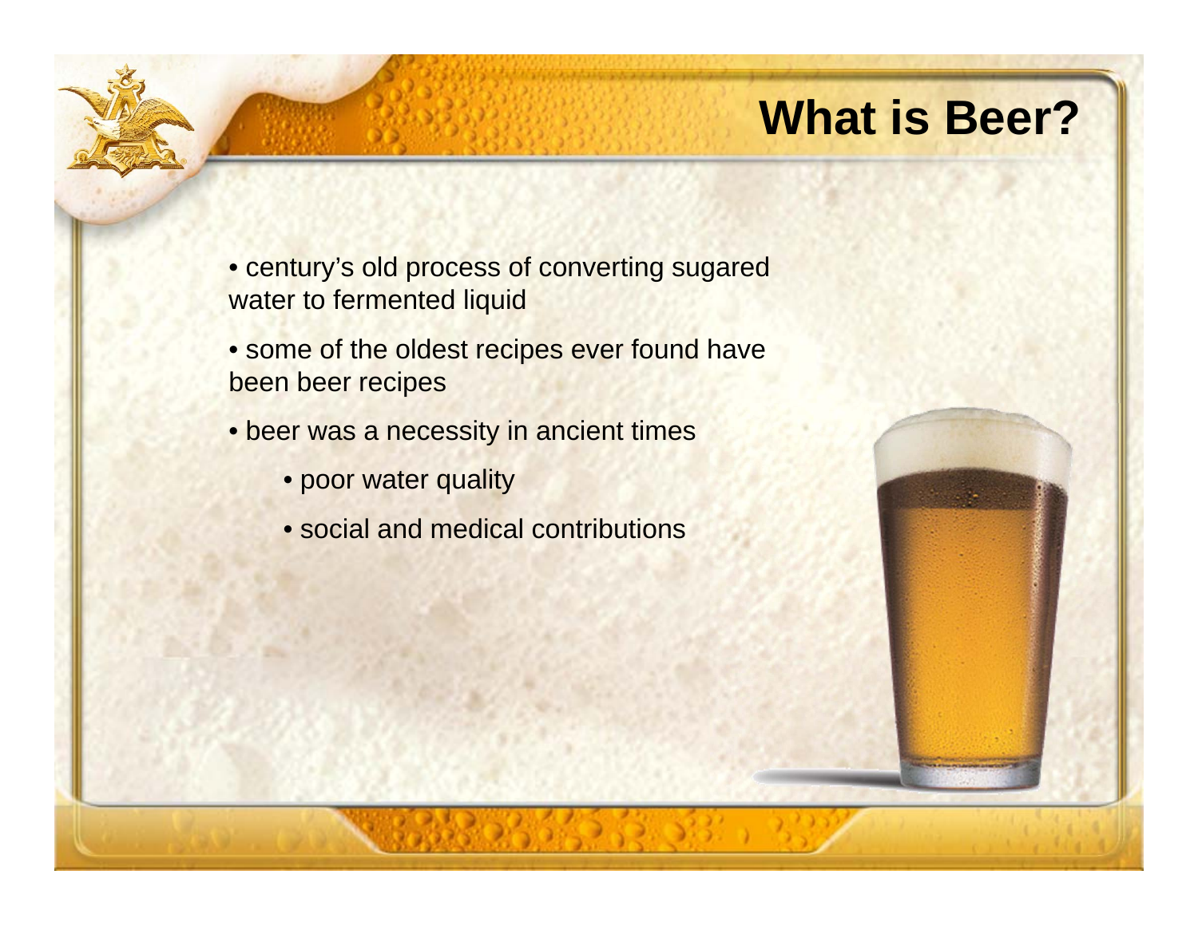# What is Beer?

- century's old process of converting sugared water to fermented liquid
- some of the oldest recipes ever found have been beer recipes
- beer was a necessity in ancient times
  - poor water quality
  - social and medical contributions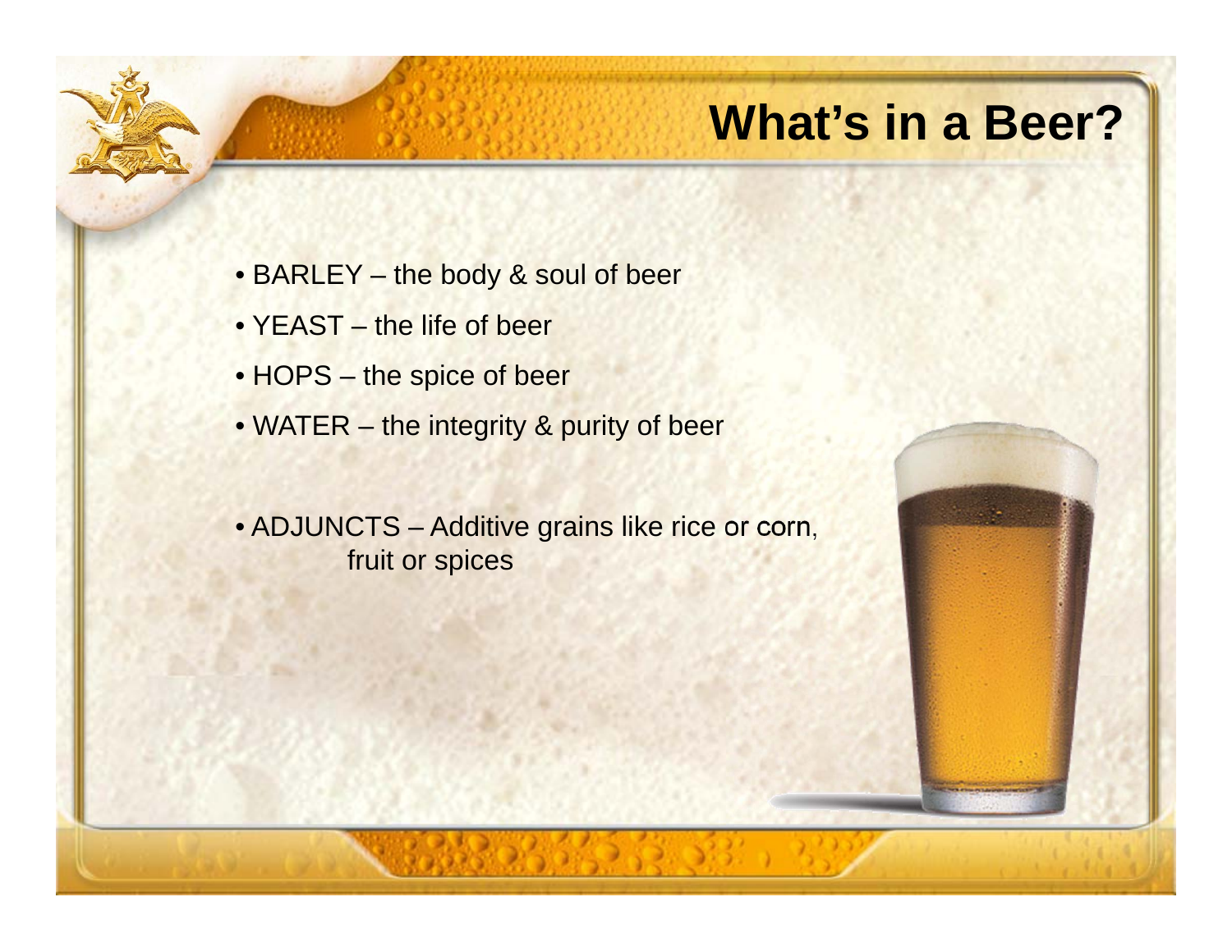# What's in a Beer?

- BARLEY – the body & soul of beer
- YEAST – the life of beer
- HOPS – the spice of beer
- WATER – the integrity & purity of beer

- ADJUNCTS – Additive grains like rice or corn, fruit or spices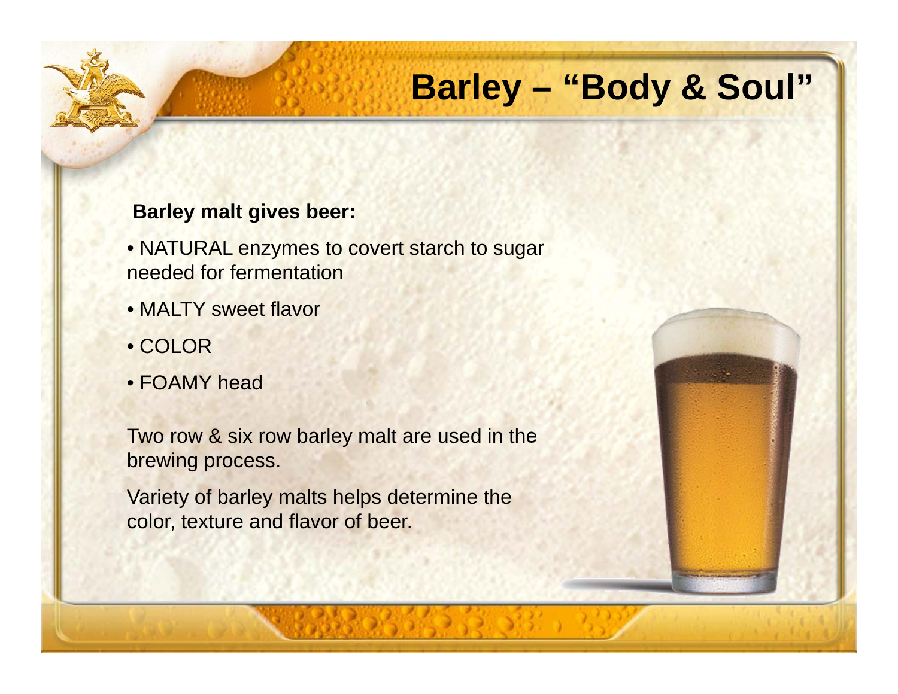# Barley – "Body & Soul"

**Barley malt gives beer:**

- NATURAL enzymes to covert starch to sugar needed for fermentation
- MALTY sweet flavor
- COLOR
- FOAMY head

Two row & six row barley malt are used in the brewing process.

Variety of barley malts helps determine the color, texture and flavor of beer.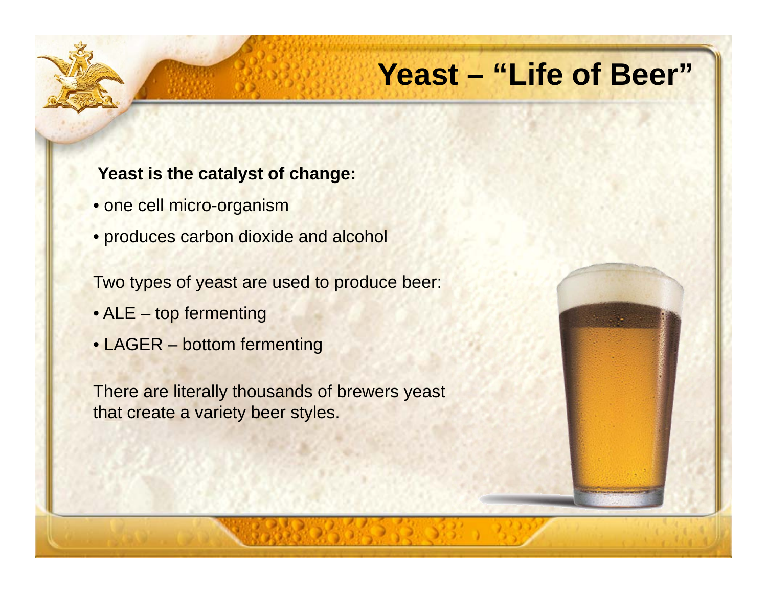# Yeast – "Life of Beer"

**Yeast is the catalyst of change:**

- one cell micro-organism
- produces carbon dioxide and alcohol

Two types of yeast are used to produce beer:

- ALE – top fermenting
- LAGER – bottom fermenting

There are literally thousands of brewers yeast that create a variety beer styles.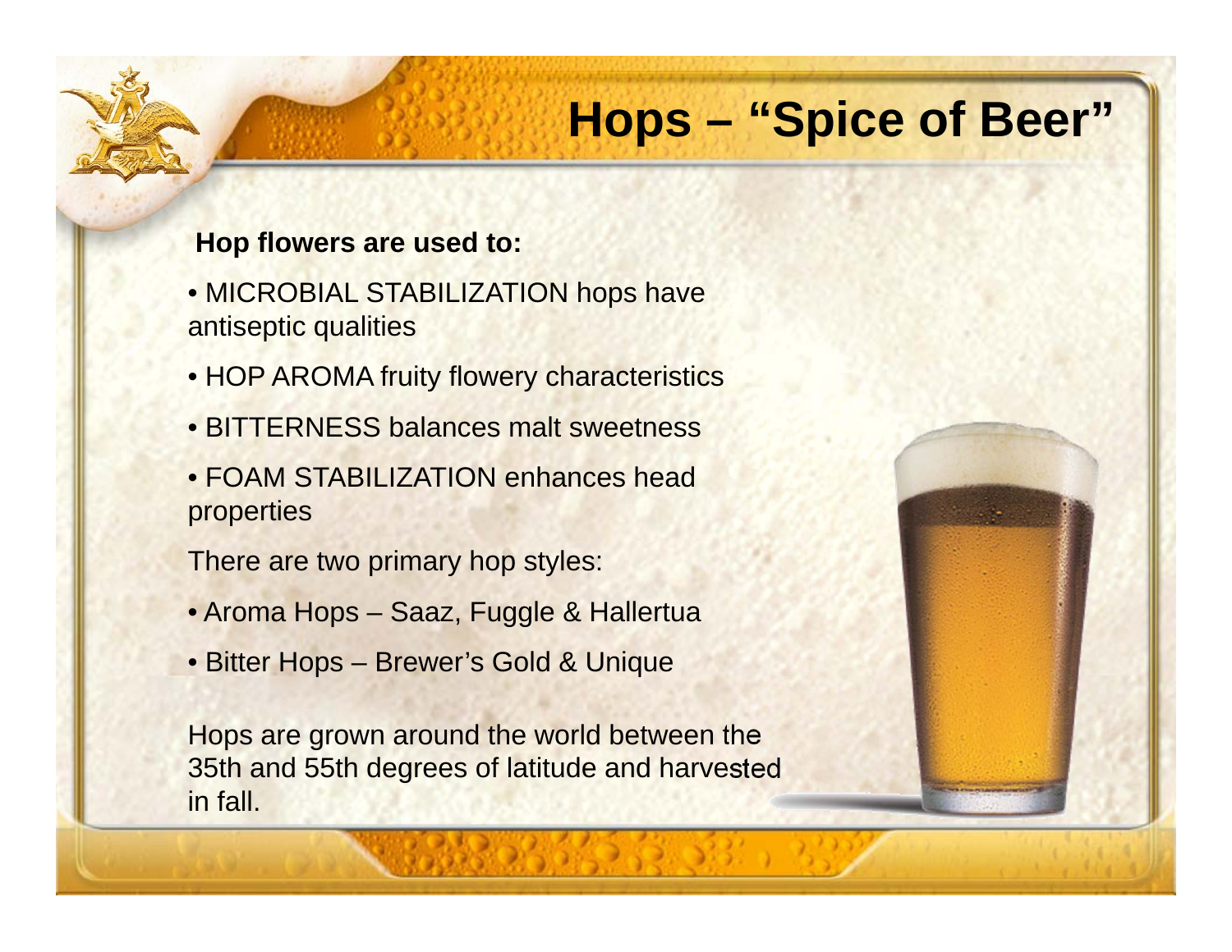# Hops – “Spice of Beer”

**Hop flowers are used to:**

- MICROBIAL STABILIZATION hops have antiseptic qualities
- HOP AROMA fruity flowery characteristics
- BITTERNESS balances malt sweetness
- FOAM STABILIZATION enhances head properties

There are two primary hop styles:

- Aroma Hops – Saaz, Fuggle & Hallertua
- Bitter Hops – Brewer’s Gold & Unique

Hops are grown around the world between the 35th and 55th degrees of latitude and harvested in fall.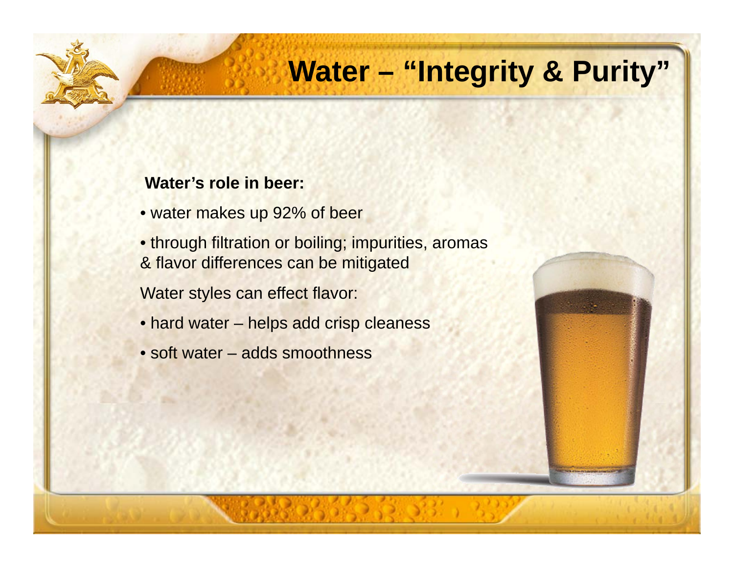# Water – "Integrity & Purity"

**Water's role in beer:**

- water makes up 92% of beer
- through filtration or boiling; impurities, aromas & flavor differences can be mitigated

Water styles can effect flavor:

- hard water – helps add crisp cleaness
- soft water – adds smoothness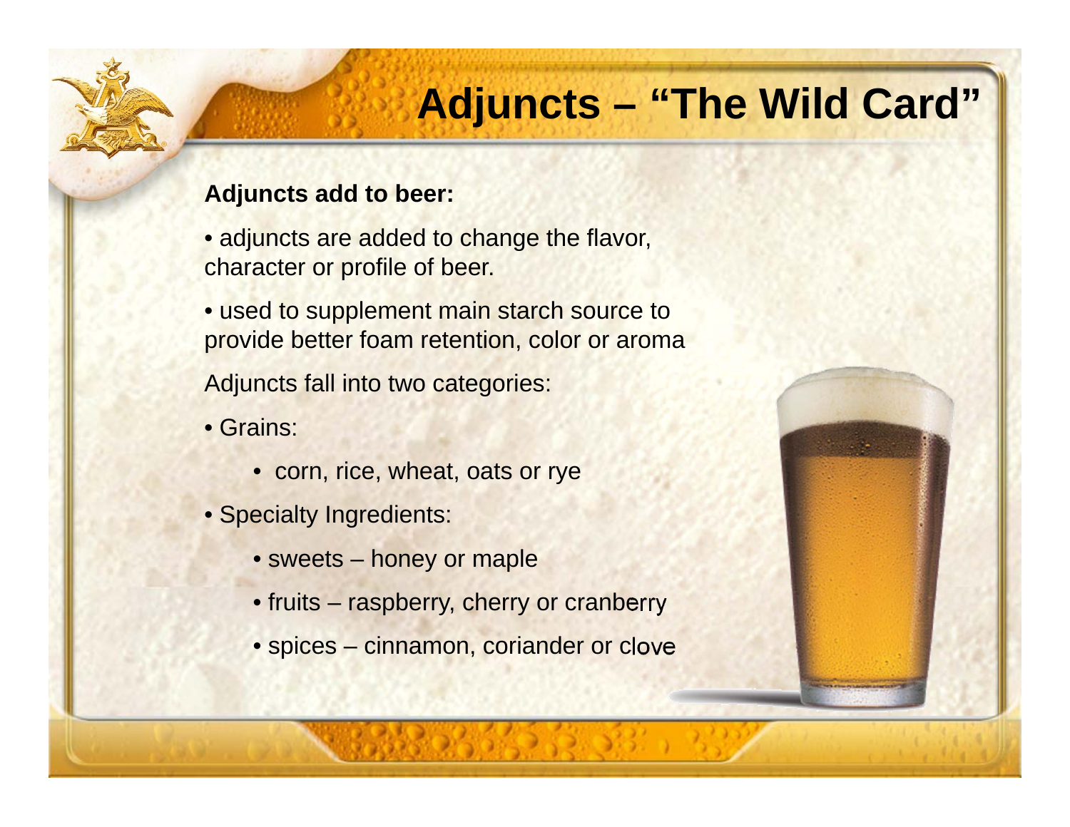# Adjuncts – "The Wild Card"

**Adjuncts add to beer:**

- adjuncts are added to change the flavor, character or profile of beer.
- used to supplement main starch source to provide better foam retention, color or aroma

Adjuncts fall into two categories:

- Grains:
  - corn, rice, wheat, oats or rye
- Specialty Ingredients:
  - sweets – honey or maple
  - fruits – raspberry, cherry or cranberry
  - spices – cinnamon, coriander or clove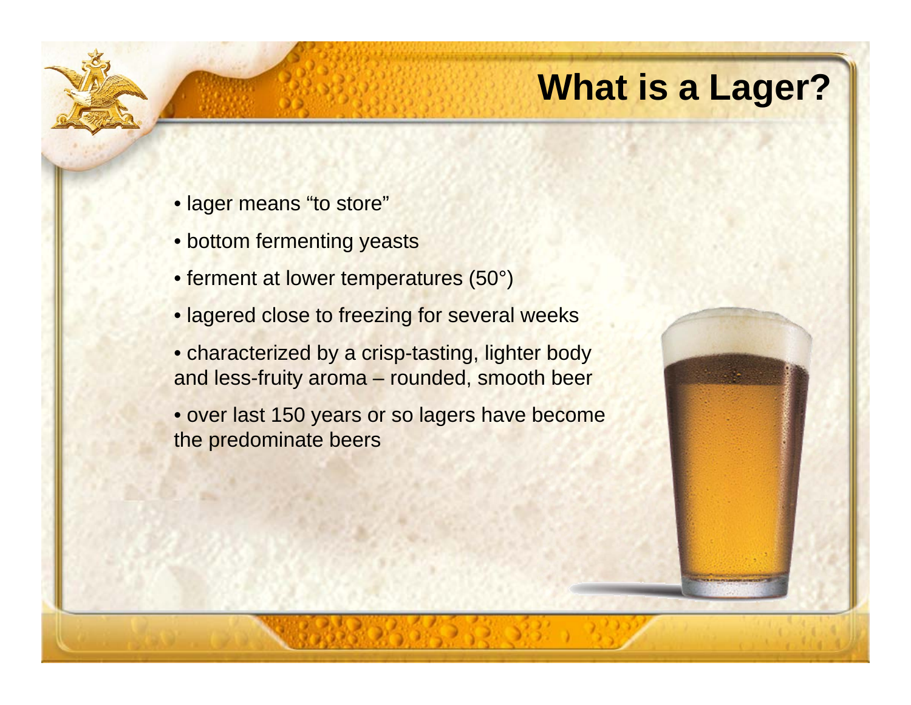# What is a Lager?

- lager means “to store”
- bottom fermenting yeasts
- ferment at lower temperatures (50°)
- lagered close to freezing for several weeks
- characterized by a crisp-tasting, lighter body and less-fruity aroma – rounded, smooth beer
- over last 150 years or so lagers have become the predominate beers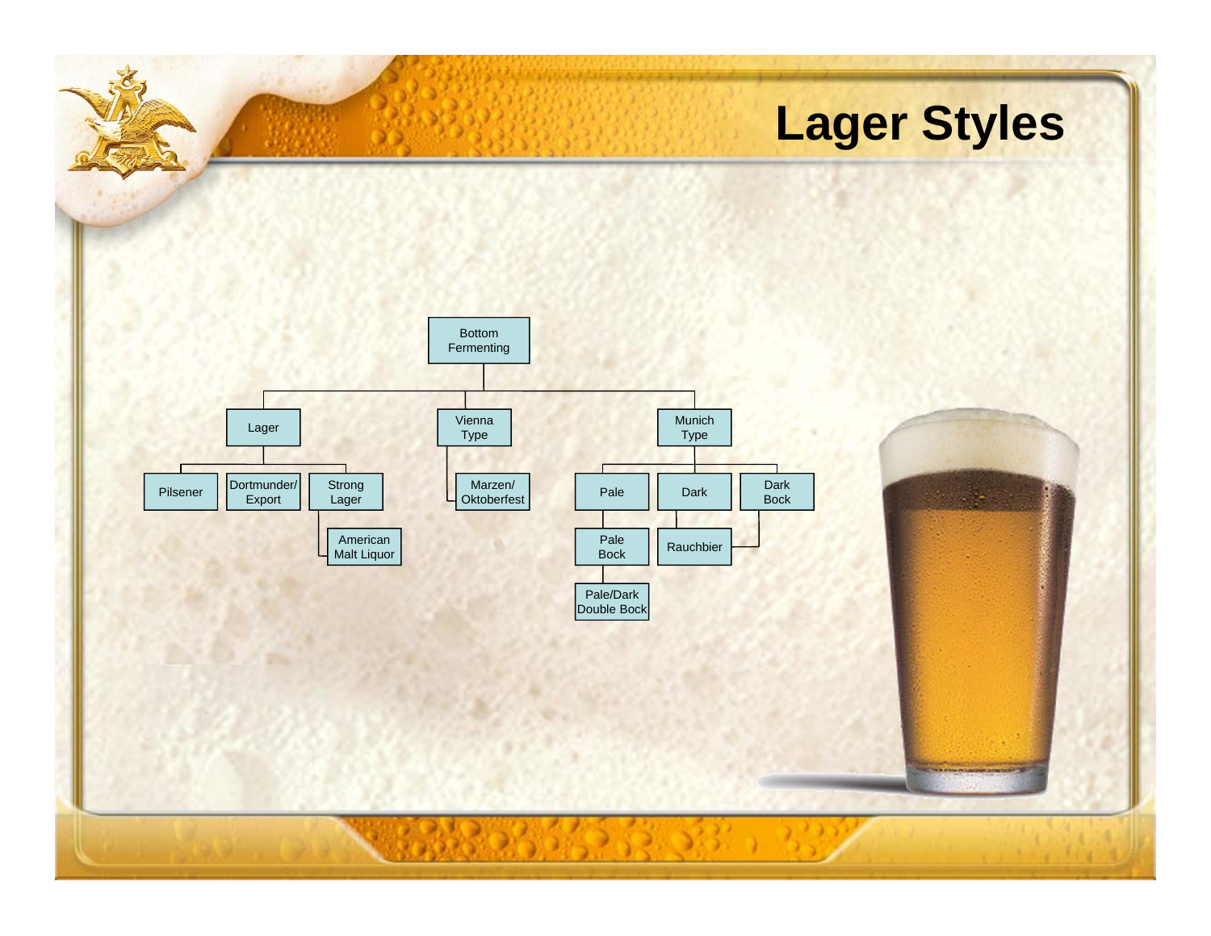# Lager Styles

- Bottom Fermenting
  - Lager
    - Pilsener
    - Dortmunder/ Export
    - Strong Lager
      - American Malt Liquor
  - Vienna Type
    - Marzen/ Oktoberfest
  - Munich Type
    - Pale
      - Pale Bock
        - Pale/Dark Double Bock
    - Dark
      - Rauchbier
    - Dark Bock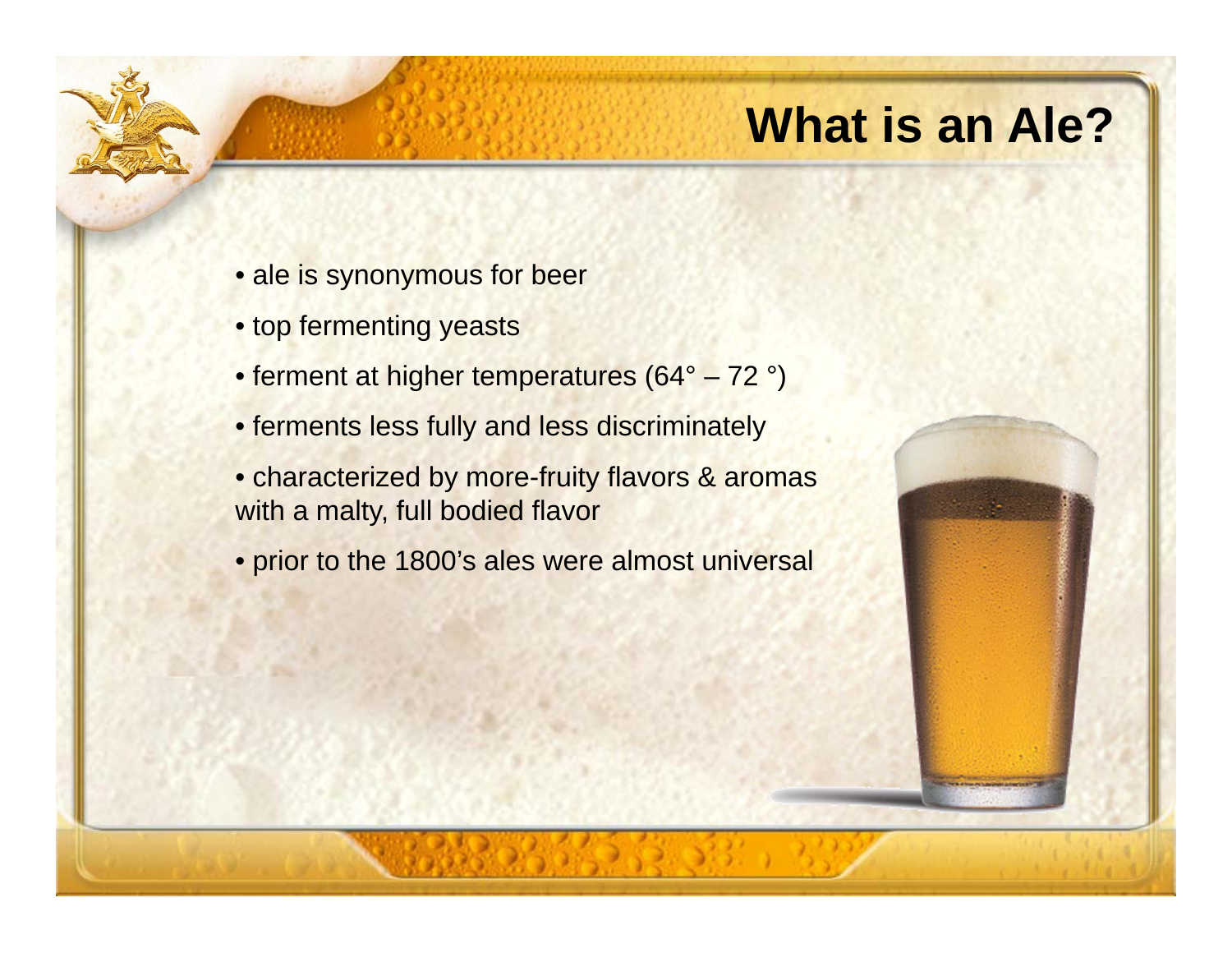# What is an Ale?

- ale is synonymous for beer
- top fermenting yeasts
- ferment at higher temperatures (64° – 72 °)
- ferments less fully and less discriminately
- characterized by more-fruity flavors & aromas with a malty, full bodied flavor
- prior to the 1800's ales were almost universal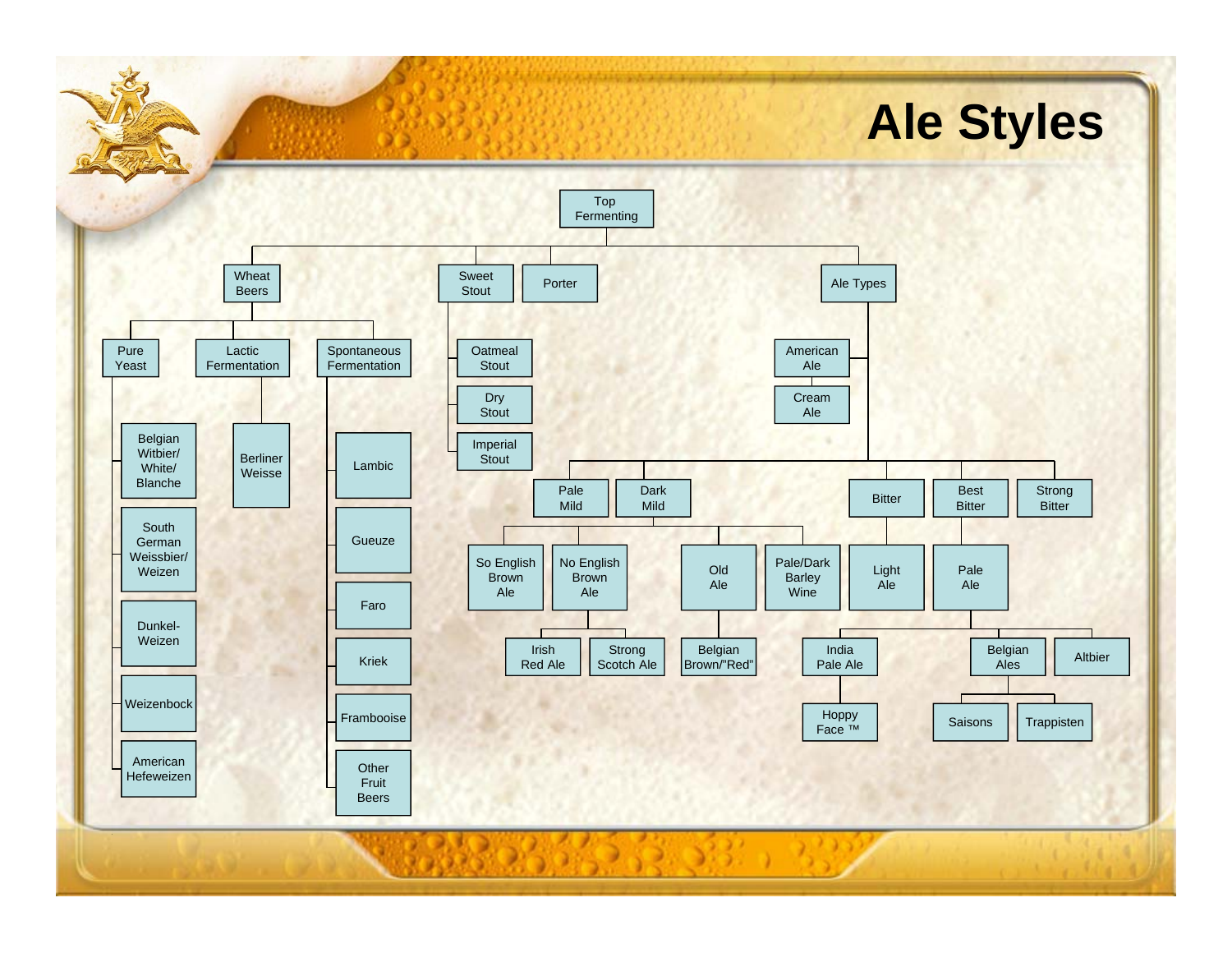# Ale Styles

- Top Fermenting
  - Wheat Beers
    - Pure Yeast
      - Belgian Witbier/ White/ Blanche
      - South German Weissbier/ Weizen
      - Dunkel-Weizen
      - Weizenbock
      - American Hefeweizen
    - Lactic Fermentation
      - Berliner Weisse
    - Spontaneous Fermentation
      - Lambic
      - Gueuze
      - Faro
      - Kriek
      - Framboise
      - Other Fruit Beers
  - Sweet Stout
    - Oatmeal Stout
    - Dry Stout
    - Imperial Stout
  - Porter
  - Ale Types
    - American Ale
      - Cream Ale
    - Pale Mild
    - Dark Mild
      - So English Brown Ale
      - No English Brown Ale
        - Irish Red Ale
        - Strong Scotch Ale
      - Old Ale
        - Belgian Brown/"Red"
      - Pale/Dark Barley Wine
    - Bitter
      - Light Ale
    - Best Bitter
      - Pale Ale
        - India Pale Ale
          - Hoppy Face ™
        - Belgian Ales
          - Saisons
          - Trappisten
        - Altbier
    - Strong Bitter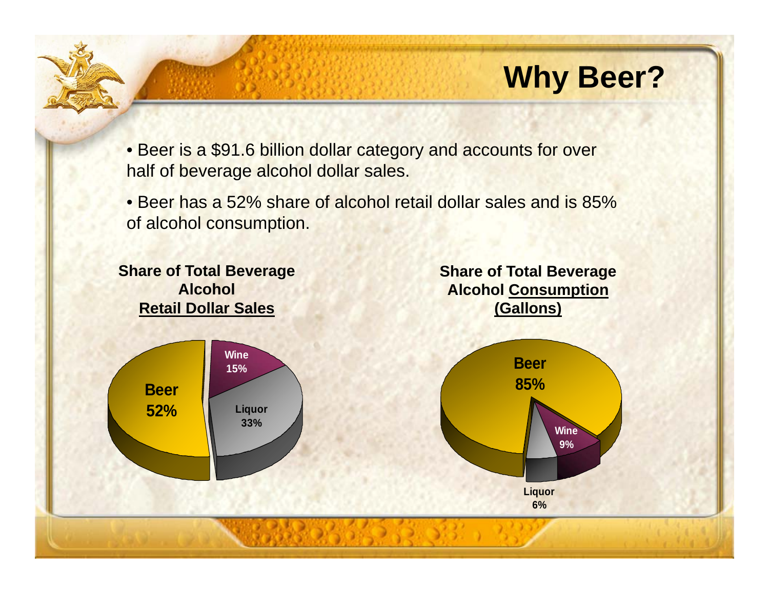# Why Beer?

- Beer is a $91.6 billion dollar category and accounts for over half of beverage alcohol dollar sales.
- Beer has a 52% share of alcohol retail dollar sales and is 85% of alcohol consumption.

**Share of Total Beverage Alcohol <u>Retail Dollar Sales</u>**

| Category | Share |
| --- | --- |
| Beer | 52% |
| Wine | 15% |
| Liquor | 33% |

**Share of Total Beverage Alcohol <u>Consumption (Gallons)</u>**

| Category | Share |
| --- | --- |
| Beer | 85% |
| Wine | 9% |
| Liquor | 6% |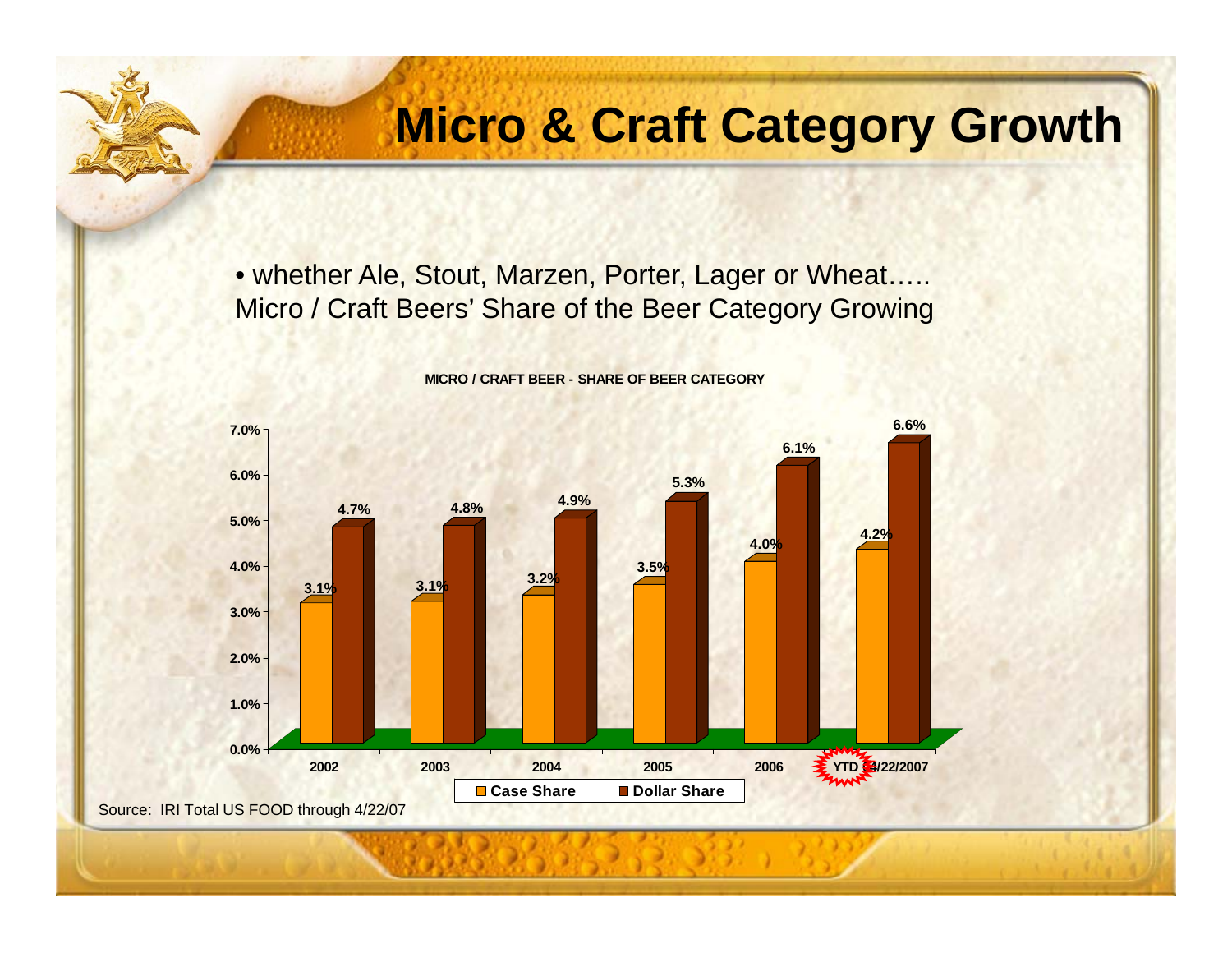# Micro & Craft Category Growth

- whether Ale, Stout, Marzen, Porter, Lager or Wheat….. Micro / Craft Beers' Share of the Beer Category Growing

**MICRO / CRAFT BEER - SHARE OF BEER CATEGORY**

| | 2002 | 2003 | 2004 | 2005 | 2006 | YTD 4/22/2007 |
|---|---|---|---|---|---|---|
| Case Share | 3.1% | 3.1% | 3.2% | 3.5% | 4.0% | 4.2% |
| Dollar Share | 4.7% | 4.8% | 4.9% | 5.3% | 6.1% | 6.6% |

Source: IRI Total US FOOD through 4/22/07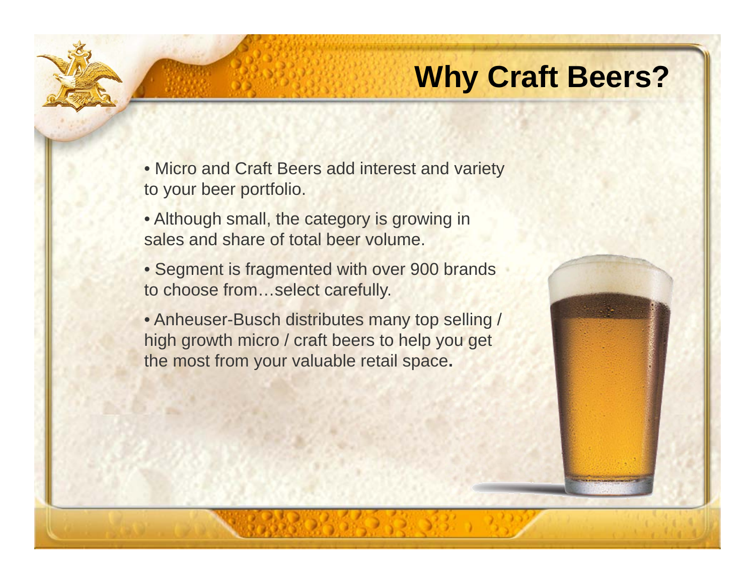# Why Craft Beers?

- Micro and Craft Beers add interest and variety to your beer portfolio.
- Although small, the category is growing in sales and share of total beer volume.
- Segment is fragmented with over 900 brands to choose from…select carefully.
- Anheuser-Busch distributes many top selling / high growth micro / craft beers to help you get the most from your valuable retail space.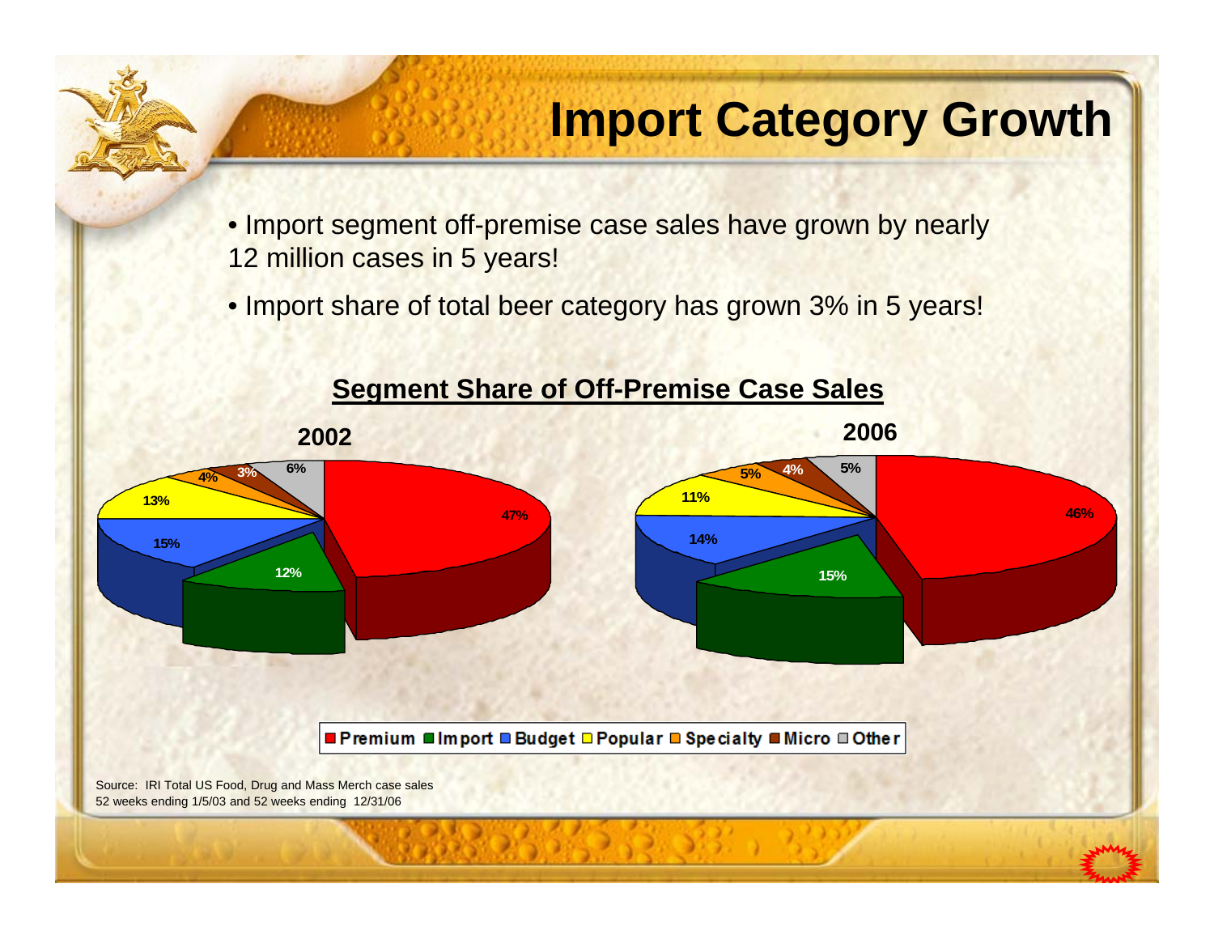# Import Category Growth

- Import segment off-premise case sales have grown by nearly 12 million cases in 5 years!
- Import share of total beer category has grown 3% in 5 years!

## Segment Share of Off-Premise Case Sales

| Segment | 2002 | 2006 |
|---|---|---|
| Premium | 47% | 46% |
| Import | 12% | 15% |
| Budget | 15% | 14% |
| Popular | 13% | 11% |
| Specialty | 4% | 5% |
| Micro | 3% | 4% |
| Other | 6% | 5% |

Source: IRI Total US Food, Drug and Mass Merch case sales
52 weeks ending 1/5/03 and 52 weeks ending 12/31/06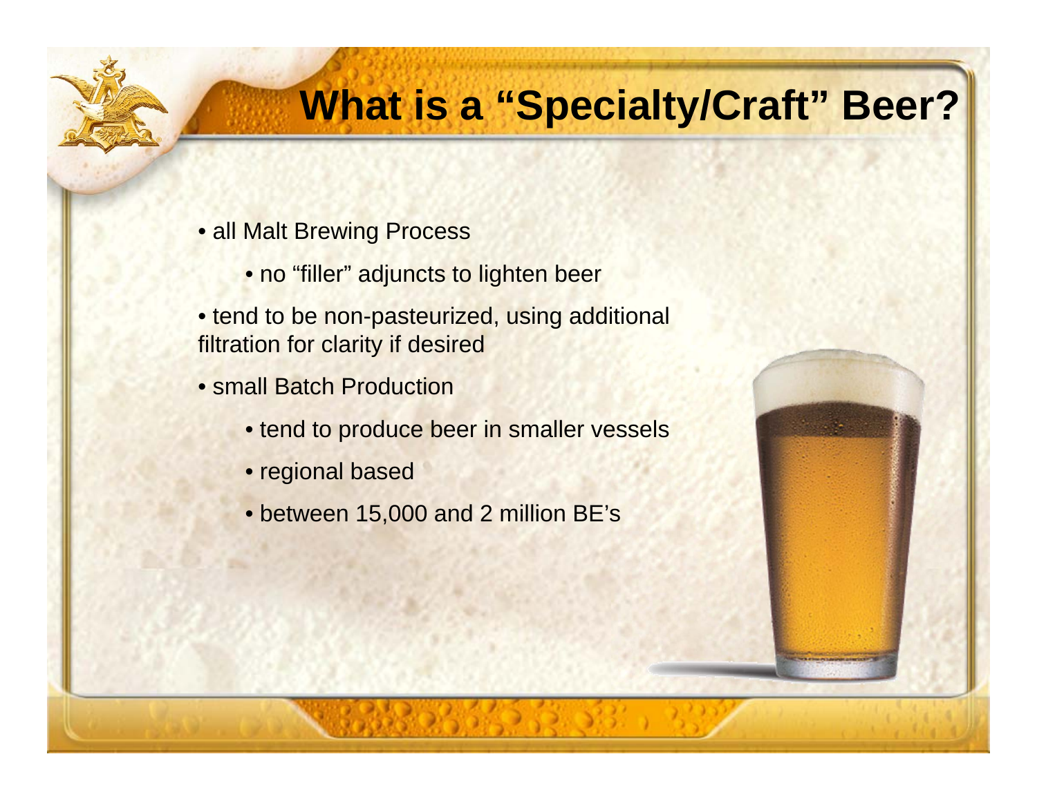# What is a "Specialty/Craft" Beer?

- all Malt Brewing Process
  - no "filler" adjuncts to lighten beer
- tend to be non-pasteurized, using additional filtration for clarity if desired
- small Batch Production
  - tend to produce beer in smaller vessels
  - regional based
  - between 15,000 and 2 million BE's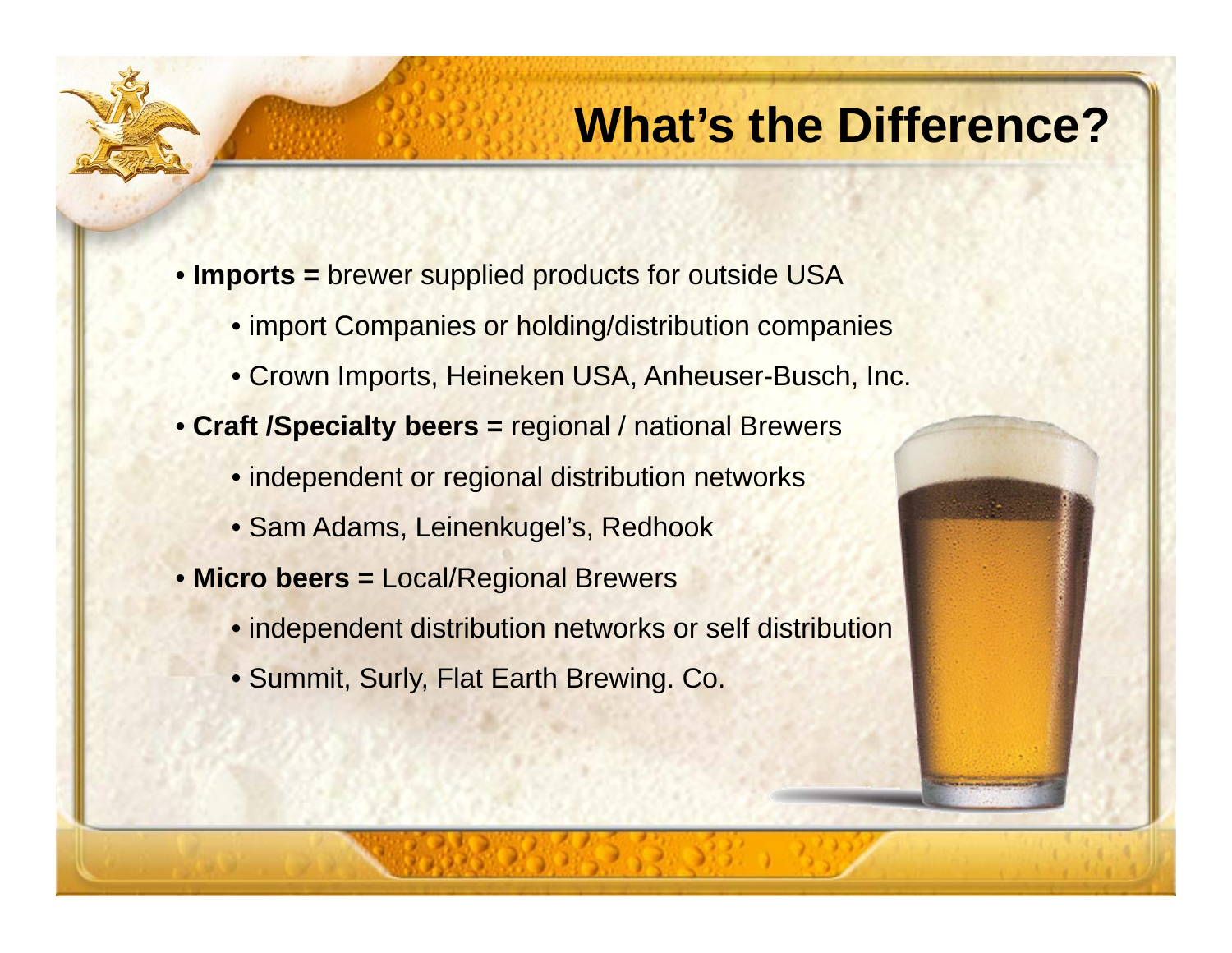# What's the Difference?

- **Imports =** brewer supplied products for outside USA
  - import Companies or holding/distribution companies
  - Crown Imports, Heineken USA, Anheuser-Busch, Inc.
- **Craft /Specialty beers =** regional / national Brewers
  - independent or regional distribution networks
  - Sam Adams, Leinenkugel's, Redhook
- **Micro beers =** Local/Regional Brewers
  - independent distribution networks or self distribution
  - Summit, Surly, Flat Earth Brewing. Co.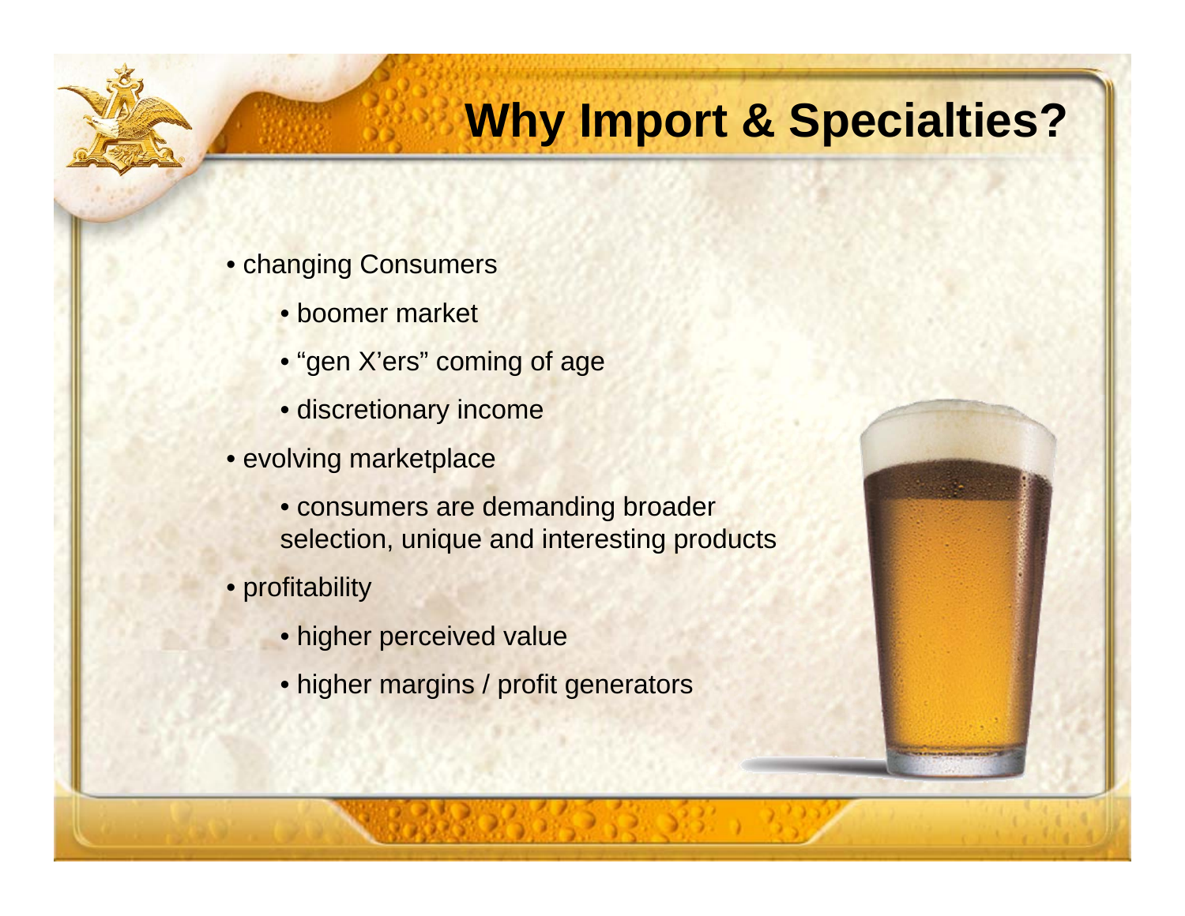# Why Import & Specialties?

- changing Consumers
  - boomer market
  - “gen X’ers” coming of age
  - discretionary income
- evolving marketplace
  - consumers are demanding broader selection, unique and interesting products
- profitability
  - higher perceived value
  - higher margins / profit generators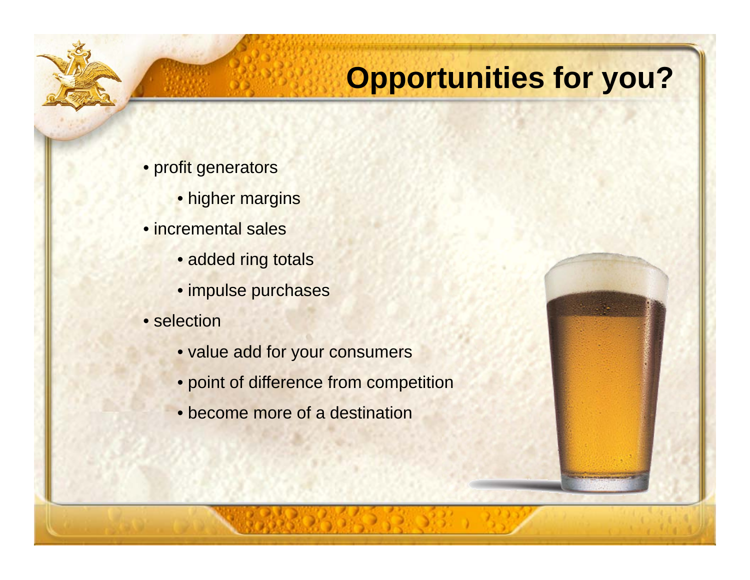# Opportunities for you?

- profit generators
  - higher margins
- incremental sales
  - added ring totals
  - impulse purchases
- selection
  - value add for your consumers
  - point of difference from competition
  - become more of a destination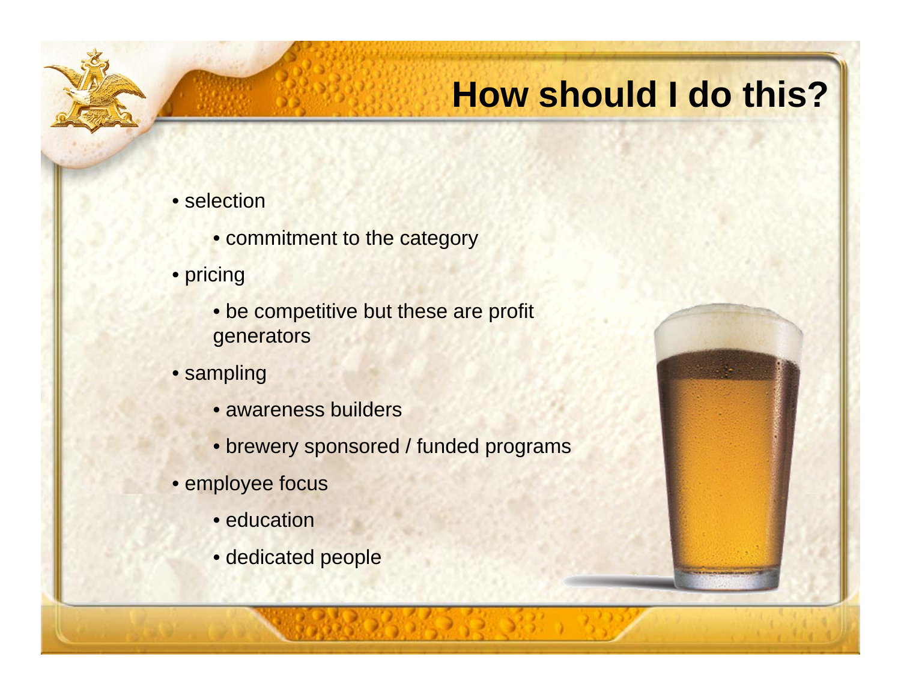# How should I do this?

- selection
  - commitment to the category
- pricing
  - be competitive but these are profit generators
- sampling
  - awareness builders
  - brewery sponsored / funded programs
- employee focus
  - education
  - dedicated people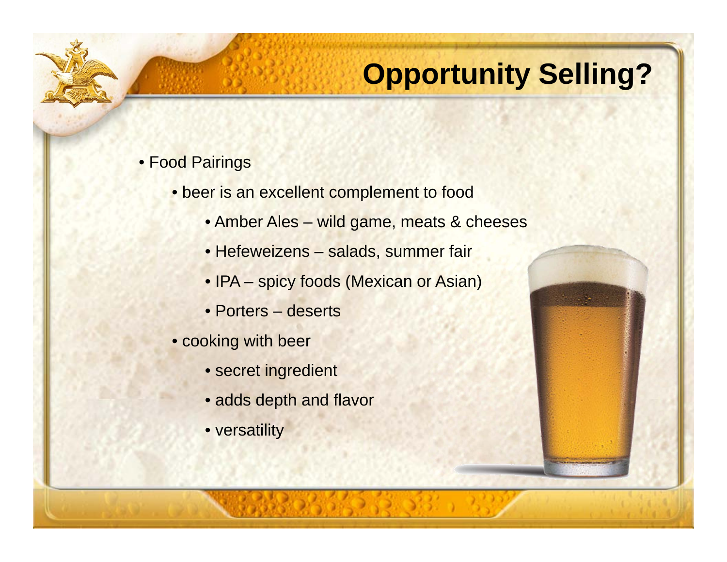# Opportunity Selling?

- Food Pairings
  - beer is an excellent complement to food
    - Amber Ales – wild game, meats & cheeses
    - Hefeweizens – salads, summer fair
    - IPA – spicy foods (Mexican or Asian)
    - Porters – deserts
  - cooking with beer
    - secret ingredient
    - adds depth and flavor
    - versatility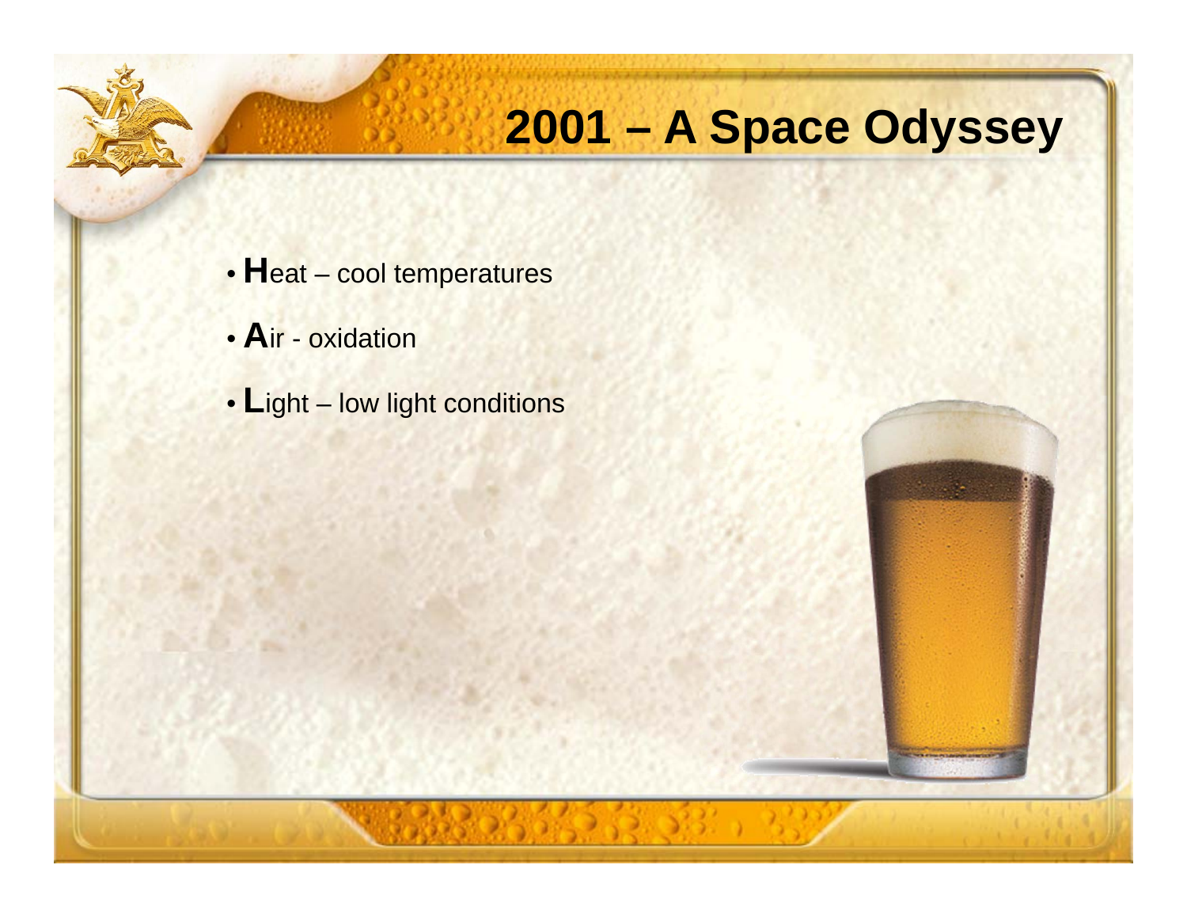# 2001 – A Space Odyssey

- **H**eat – cool temperatures
- **A**ir - oxidation
- **L**ight – low light conditions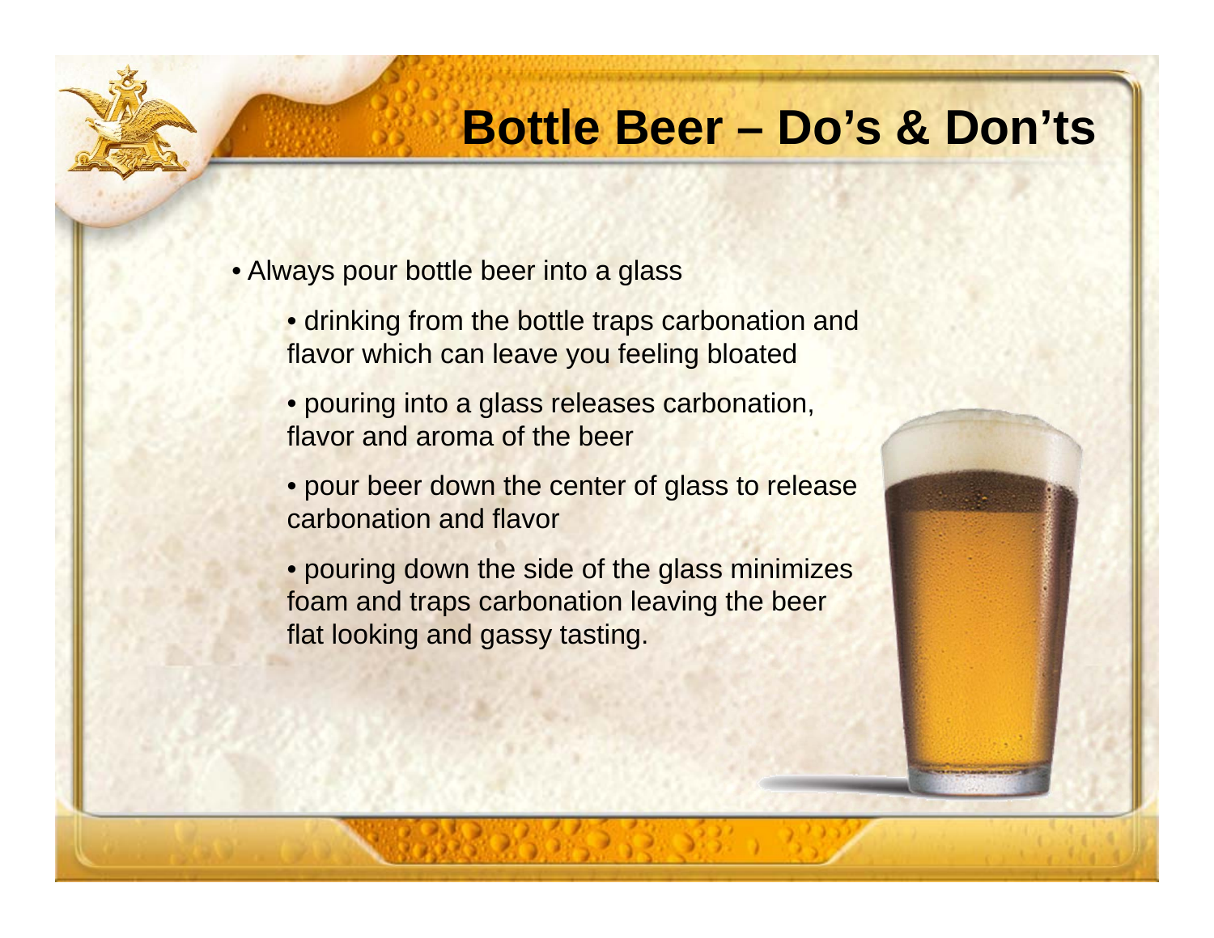# Bottle Beer – Do's & Don'ts

- Always pour bottle beer into a glass
  - drinking from the bottle traps carbonation and flavor which can leave you feeling bloated
  - pouring into a glass releases carbonation, flavor and aroma of the beer
  - pour beer down the center of glass to release carbonation and flavor
  - pouring down the side of the glass minimizes foam and traps carbonation leaving the beer flat looking and gassy tasting.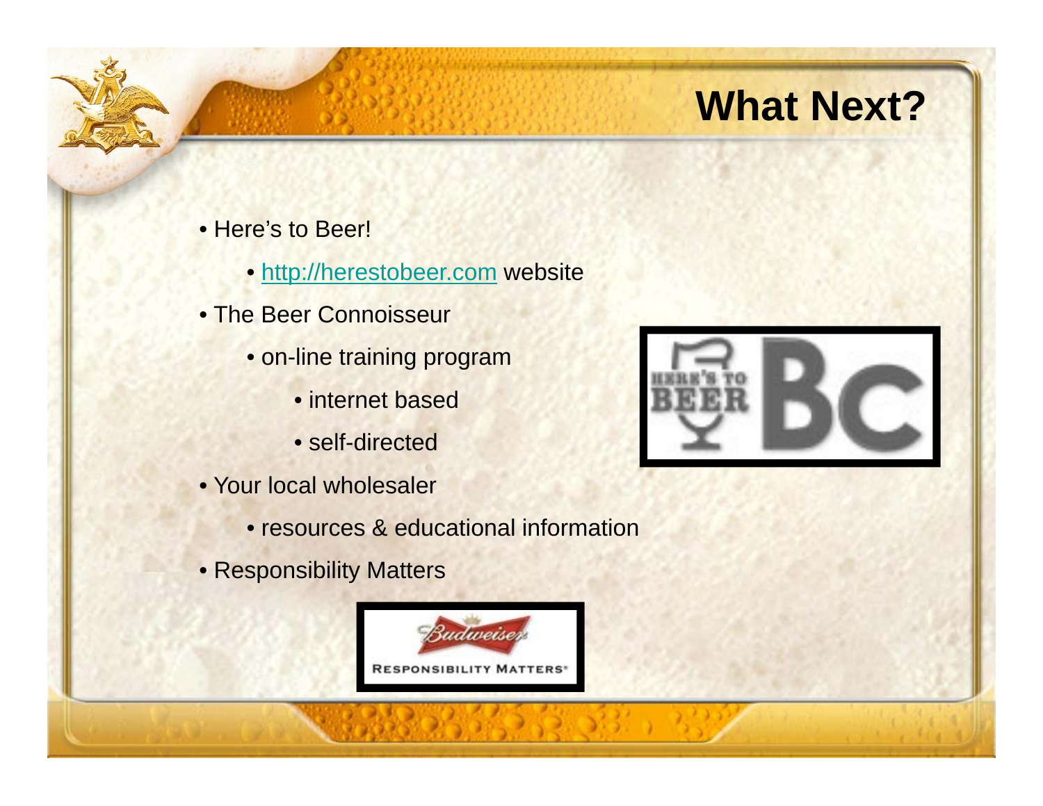# What Next?

- Here's to Beer!
  - http://herestobeer.com website
- The Beer Connoisseur
  - on-line training program
    - internet based
    - self-directed
- Your local wholesaler
  - resources & educational information
- Responsibility Matters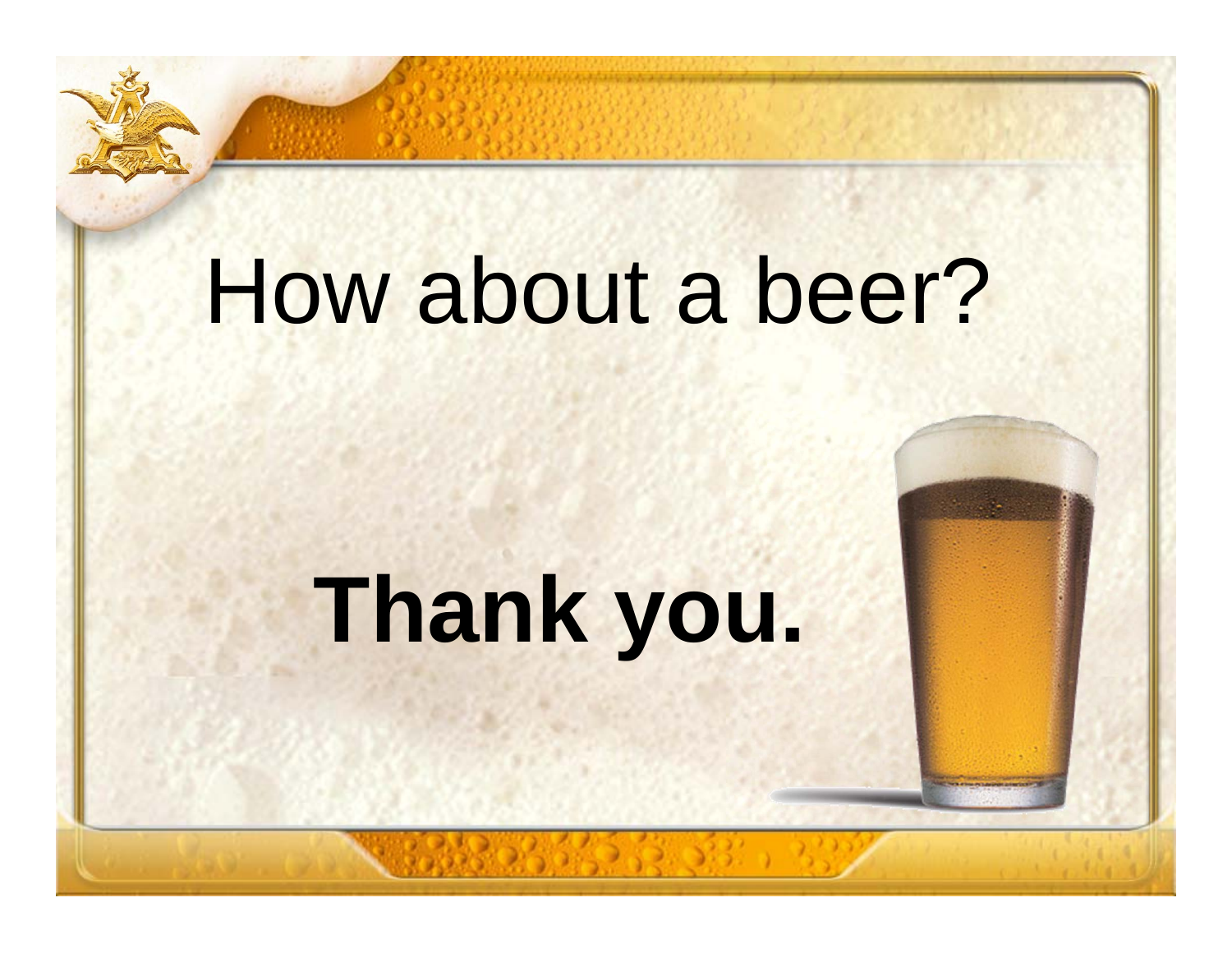# How about a beer?

**Thank you.**